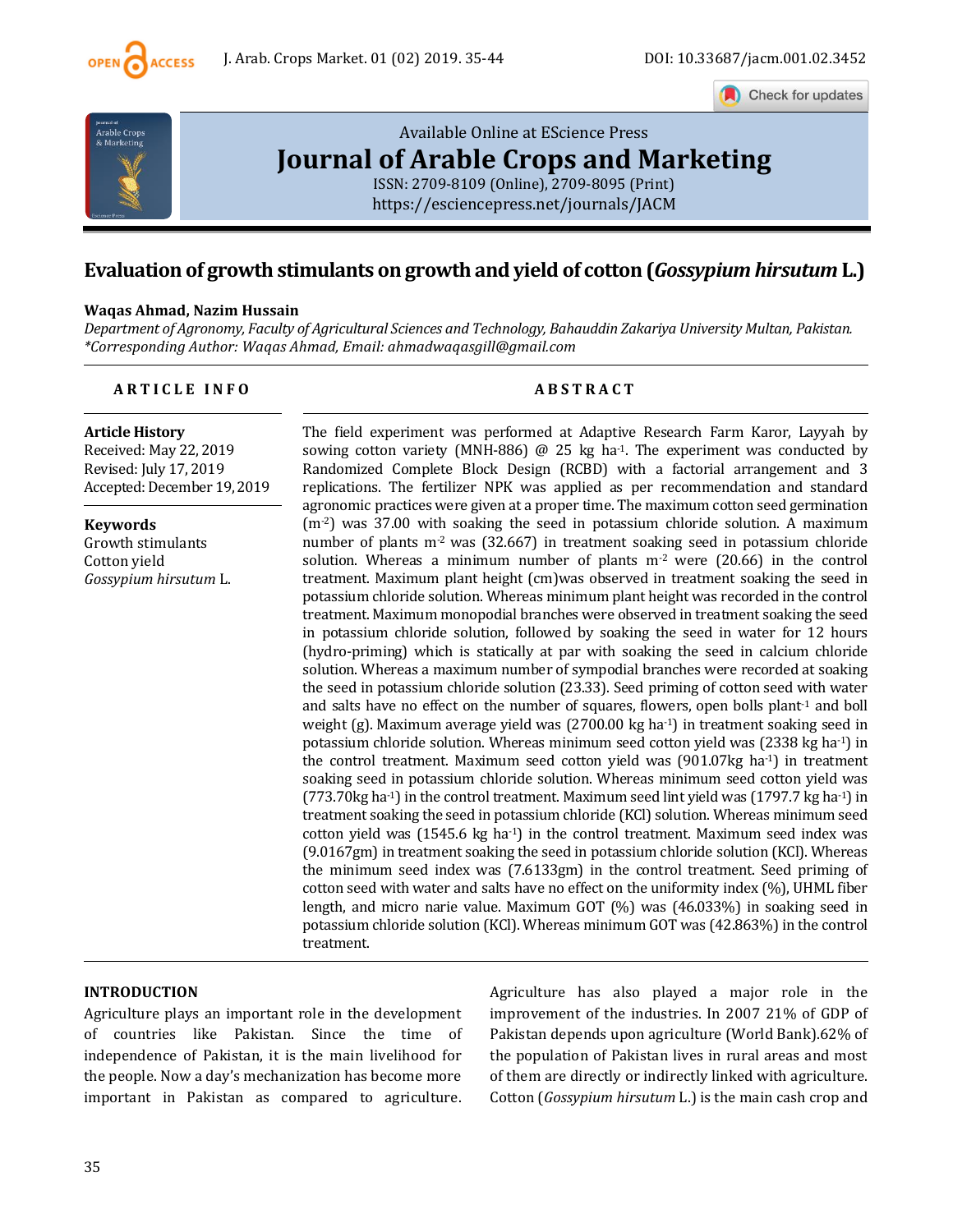Available Online at EScience Press

# Journal of Arable Crops and Marketing

ISSN: 2709-8109 (Online), 2709-8095 (Print)

https://esciencepress.net/journals/JACM

## Evaluation of growth stimulants on growth and yield of cotton (*Gossypium hirsutum* L.)

**Waqas Ahmad, Nazim Hussain**

*Department of Agronomy, Faculty of Agricultural Sciences and Technology, Bahauddin Zakariya University Multan, Pakistan.*
*\*Corresponding Author: Waqas Ahmad, Email: ahmadwaqasgill@gmail.com*

### ARTICLE INFO

**Article History**
Received: May 22, 2019
Revised: July 17, 2019
Accepted: December 19, 2019

**Keywords**
Growth stimulants
Cotton yield
*Gossypium hirsutum* L.

### ABSTRACT

The field experiment was performed at Adaptive Research Farm Karor, Layyah by sowing cotton variety (MNH-886) @ 25 kg ha$^{-1}$. The experiment was conducted by Randomized Complete Block Design (RCBD) with a factorial arrangement and 3 replications. The fertilizer NPK was applied as per recommendation and standard agronomic practices were given at a proper time. The maximum cotton seed germination (m$^{-2}$) was 37.00 with soaking the seed in potassium chloride solution. A maximum number of plants m$^{-2}$ was (32.667) in treatment soaking seed in potassium chloride solution. Whereas a minimum number of plants m$^{-2}$ were (20.66) in the control treatment. Maximum plant height (cm)was observed in treatment soaking the seed in potassium chloride solution. Whereas minimum plant height was recorded in the control treatment. Maximum monopodial branches were observed in treatment soaking the seed in potassium chloride solution, followed by soaking the seed in water for 12 hours (hydro-priming) which is statically at par with soaking the seed in calcium chloride solution. Whereas a maximum number of sympodial branches were recorded at soaking the seed in potassium chloride solution (23.33). Seed priming of cotton seed with water and salts have no effect on the number of squares, flowers, open bolls plant$^{-1}$ and boll weight (g). Maximum average yield was (2700.00 kg ha$^{-1}$) in treatment soaking seed in potassium chloride solution. Whereas minimum seed cotton yield was (2338 kg ha$^{-1}$) in the control treatment. Maximum seed cotton yield was (901.07kg ha$^{-1}$) in treatment soaking seed in potassium chloride solution. Whereas minimum seed cotton yield was (773.70kg ha$^{-1}$) in the control treatment. Maximum seed lint yield was (1797.7 kg ha$^{-1}$) in treatment soaking the seed in potassium chloride (KCl) solution. Whereas minimum seed cotton yield was (1545.6 kg ha$^{-1}$) in the control treatment. Maximum seed index was (9.0167gm) in treatment soaking the seed in potassium chloride solution (KCl). Whereas the minimum seed index was (7.6133gm) in the control treatment. Seed priming of cotton seed with water and salts have no effect on the uniformity index (%), UHML fiber length, and micro narie value. Maximum GOT (%) was (46.033%) in soaking seed in potassium chloride solution (KCl). Whereas minimum GOT was (42.863%) in the control treatment.

## INTRODUCTION

Agriculture plays an important role in the development of countries like Pakistan. Since the time of independence of Pakistan, it is the main livelihood for the people. Now a day's mechanization has become more important in Pakistan as compared to agriculture. Agriculture has also played a major role in the improvement of the industries. In 2007 21% of GDP of Pakistan depends upon agriculture (World Bank).62% of the population of Pakistan lives in rural areas and most of them are directly or indirectly linked with agriculture. Cotton (*Gossypium hirsutum* L.) is the main cash crop and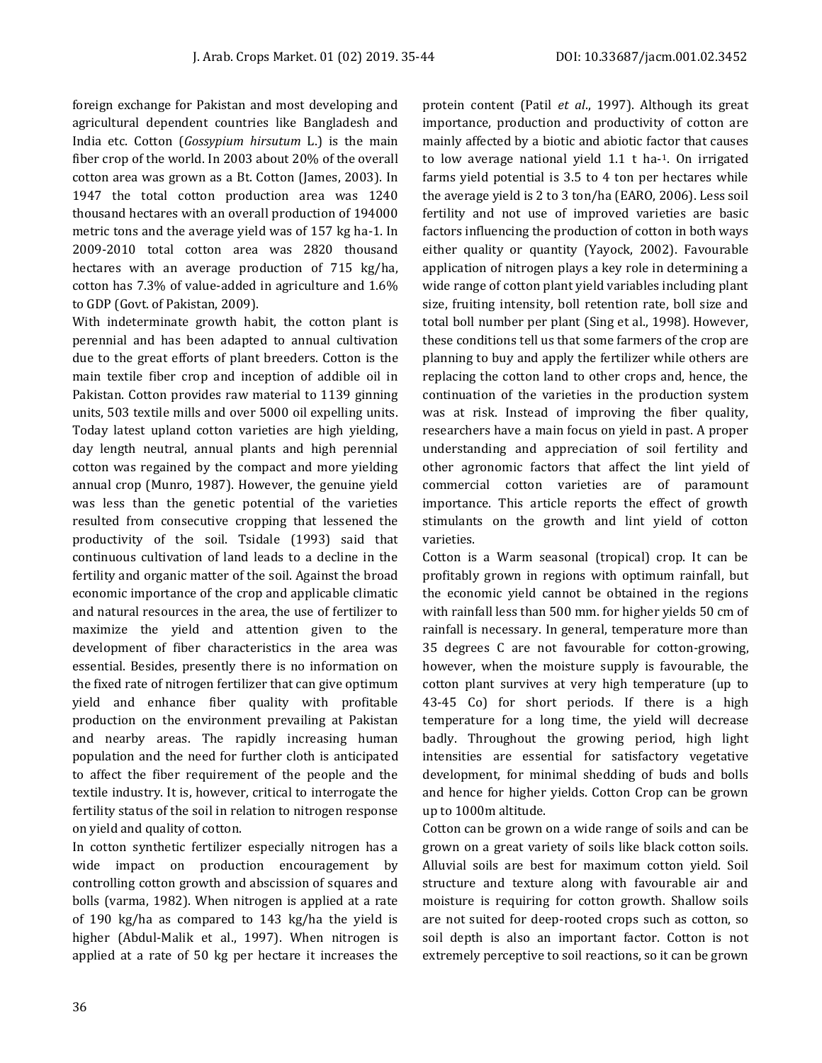foreign exchange for Pakistan and most developing and agricultural dependent countries like Bangladesh and India etc. Cotton (*Gossypium hirsutum* L.) is the main fiber crop of the world. In 2003 about 20% of the overall cotton area was grown as a Bt. Cotton (James, 2003). In 1947 the total cotton production area was 1240 thousand hectares with an overall production of 194000 metric tons and the average yield was of 157 kg ha-1. In 2009-2010 total cotton area was 2820 thousand hectares with an average production of 715 kg/ha, cotton has 7.3% of value-added in agriculture and 1.6% to GDP (Govt. of Pakistan, 2009).

With indeterminate growth habit, the cotton plant is perennial and has been adapted to annual cultivation due to the great efforts of plant breeders. Cotton is the main textile fiber crop and inception of addible oil in Pakistan. Cotton provides raw material to 1139 ginning units, 503 textile mills and over 5000 oil expelling units. Today latest upland cotton varieties are high yielding, day length neutral, annual plants and high perennial cotton was regained by the compact and more yielding annual crop (Munro, 1987). However, the genuine yield was less than the genetic potential of the varieties resulted from consecutive cropping that lessened the productivity of the soil. Tsidale (1993) said that continuous cultivation of land leads to a decline in the fertility and organic matter of the soil. Against the broad economic importance of the crop and applicable climatic and natural resources in the area, the use of fertilizer to maximize the yield and attention given to the development of fiber characteristics in the area was essential. Besides, presently there is no information on the fixed rate of nitrogen fertilizer that can give optimum yield and enhance fiber quality with profitable production on the environment prevailing at Pakistan and nearby areas. The rapidly increasing human population and the need for further cloth is anticipated to affect the fiber requirement of the people and the textile industry. It is, however, critical to interrogate the fertility status of the soil in relation to nitrogen response on yield and quality of cotton.

In cotton synthetic fertilizer especially nitrogen has a wide impact on production encouragement by controlling cotton growth and abscission of squares and bolls (varma, 1982). When nitrogen is applied at a rate of 190 kg/ha as compared to 143 kg/ha the yield is higher (Abdul-Malik et al., 1997). When nitrogen is applied at a rate of 50 kg per hectare it increases the protein content (Patil *et al*., 1997). Although its great importance, production and productivity of cotton are mainly affected by a biotic and abiotic factor that causes to low average national yield 1.1 t ha-1. On irrigated farms yield potential is 3.5 to 4 ton per hectares while the average yield is 2 to 3 ton/ha (EARO, 2006). Less soil fertility and not use of improved varieties are basic factors influencing the production of cotton in both ways either quality or quantity (Yayock, 2002). Favourable application of nitrogen plays a key role in determining a wide range of cotton plant yield variables including plant size, fruiting intensity, boll retention rate, boll size and total boll number per plant (Sing et al., 1998). However, these conditions tell us that some farmers of the crop are planning to buy and apply the fertilizer while others are replacing the cotton land to other crops and, hence, the continuation of the varieties in the production system was at risk. Instead of improving the fiber quality, researchers have a main focus on yield in past. A proper understanding and appreciation of soil fertility and other agronomic factors that affect the lint yield of commercial cotton varieties are of paramount importance. This article reports the effect of growth stimulants on the growth and lint yield of cotton varieties.

Cotton is a Warm seasonal (tropical) crop. It can be profitably grown in regions with optimum rainfall, but the economic yield cannot be obtained in the regions with rainfall less than 500 mm. for higher yields 50 cm of rainfall is necessary. In general, temperature more than 35 degrees C are not favourable for cotton-growing, however, when the moisture supply is favourable, the cotton plant survives at very high temperature (up to 43-45 Co) for short periods. If there is a high temperature for a long time, the yield will decrease badly. Throughout the growing period, high light intensities are essential for satisfactory vegetative development, for minimal shedding of buds and bolls and hence for higher yields. Cotton Crop can be grown up to 1000m altitude.

Cotton can be grown on a wide range of soils and can be grown on a great variety of soils like black cotton soils. Alluvial soils are best for maximum cotton yield. Soil structure and texture along with favourable air and moisture is requiring for cotton growth. Shallow soils are not suited for deep-rooted crops such as cotton, so soil depth is also an important factor. Cotton is not extremely perceptive to soil reactions, so it can be grown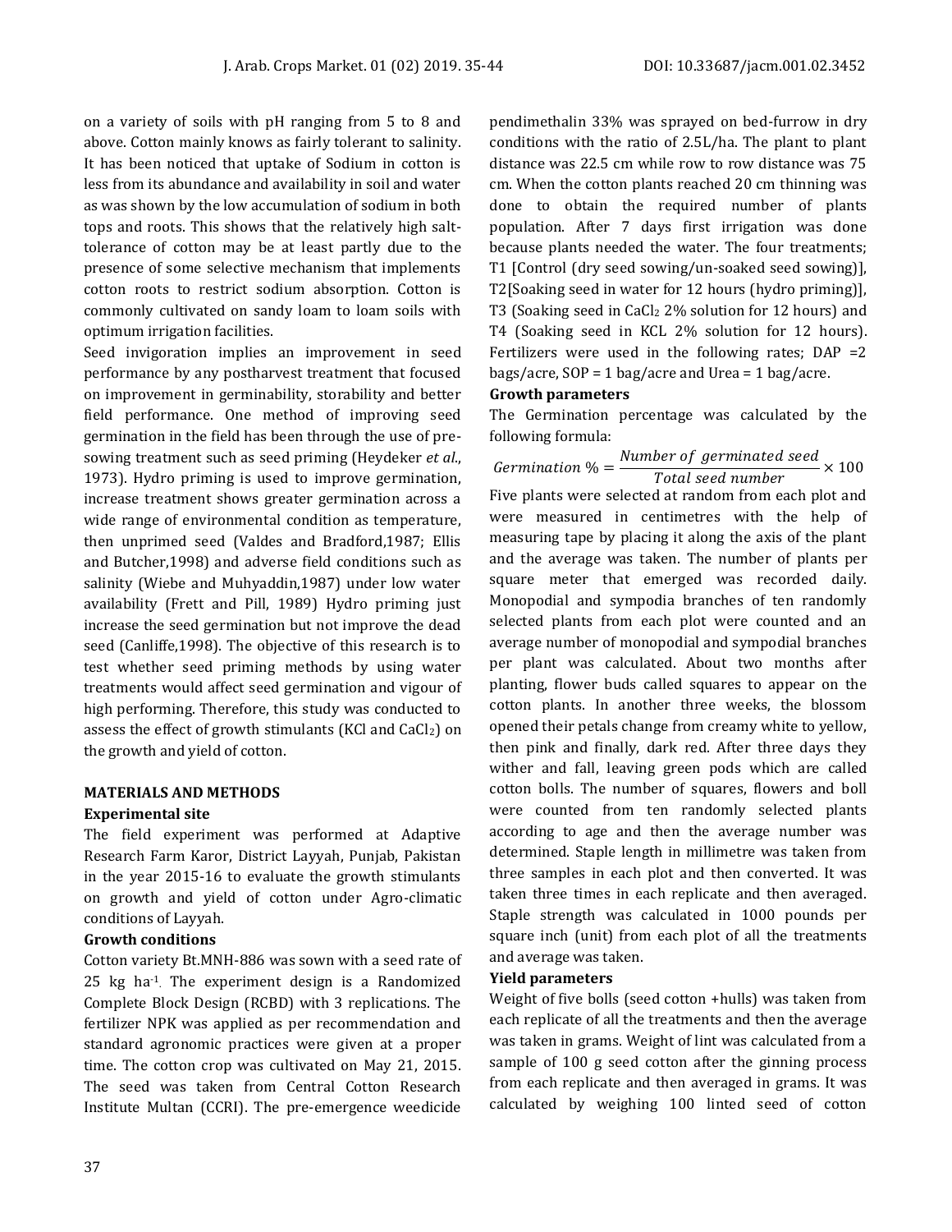on a variety of soils with pH ranging from 5 to 8 and above. Cotton mainly knows as fairly tolerant to salinity. It has been noticed that uptake of Sodium in cotton is less from its abundance and availability in soil and water as was shown by the low accumulation of sodium in both tops and roots. This shows that the relatively high salt-tolerance of cotton may be at least partly due to the presence of some selective mechanism that implements cotton roots to restrict sodium absorption. Cotton is commonly cultivated on sandy loam to loam soils with optimum irrigation facilities.

Seed invigoration implies an improvement in seed performance by any postharvest treatment that focused on improvement in germinability, storability and better field performance. One method of improving seed germination in the field has been through the use of pre-sowing treatment such as seed priming (Heydeker *et al.*, 1973). Hydro priming is used to improve germination, increase treatment shows greater germination across a wide range of environmental condition as temperature, then unprimed seed (Valdes and Bradford,1987; Ellis and Butcher,1998) and adverse field conditions such as salinity (Wiebe and Muhyaddin,1987) under low water availability (Frett and Pill, 1989) Hydro priming just increase the seed germination but not improve the dead seed (Canliffe,1998). The objective of this research is to test whether seed priming methods by using water treatments would affect seed germination and vigour of high performing. Therefore, this study was conducted to assess the effect of growth stimulants (KCl and $CaCl_2$) on the growth and yield of cotton.

## MATERIALS AND METHODS

### Experimental site

The field experiment was performed at Adaptive Research Farm Karor, District Layyah, Punjab, Pakistan in the year 2015-16 to evaluate the growth stimulants on growth and yield of cotton under Agro-climatic conditions of Layyah.

### Growth conditions

Cotton variety Bt.MNH-886 was sown with a seed rate of 25 kg $ha^{-1}$. The experiment design is a Randomized Complete Block Design (RCBD) with 3 replications. The fertilizer NPK was applied as per recommendation and standard agronomic practices were given at a proper time. The cotton crop was cultivated on May 21, 2015. The seed was taken from Central Cotton Research Institute Multan (CCRI). The pre-emergence weedicide pendimethalin 33% was sprayed on bed-furrow in dry conditions with the ratio of 2.5L/ha. The plant to plant distance was 22.5 cm while row to row distance was 75 cm. When the cotton plants reached 20 cm thinning was done to obtain the required number of plants population. After 7 days first irrigation was done because plants needed the water. The four treatments; T1 [Control (dry seed sowing/un-soaked seed sowing)], T2[Soaking seed in water for 12 hours (hydro priming)], T3 (Soaking seed in $CaCl_2$ 2% solution for 12 hours) and T4 (Soaking seed in KCL 2% solution for 12 hours). Fertilizers were used in the following rates; DAP =2 bags/acre, SOP = 1 bag/acre and Urea = 1 bag/acre.

### Growth parameters

The Germination percentage was calculated by the following formula:

$$Germination\ \% = \frac{Number\ of\ germinated\ seed}{Total\ seed\ number} \times 100$$

Five plants were selected at random from each plot and were measured in centimetres with the help of measuring tape by placing it along the axis of the plant and the average was taken. The number of plants per square meter that emerged was recorded daily. Monopodial and sympodia branches of ten randomly selected plants from each plot were counted and an average number of monopodial and sympodial branches per plant was calculated. About two months after planting, flower buds called squares to appear on the cotton plants. In another three weeks, the blossom opened their petals change from creamy white to yellow, then pink and finally, dark red. After three days they wither and fall, leaving green pods which are called cotton bolls. The number of squares, flowers and boll were counted from ten randomly selected plants according to age and then the average number was determined. Staple length in millimetre was taken from three samples in each plot and then converted. It was taken three times in each replicate and then averaged. Staple strength was calculated in 1000 pounds per square inch (unit) from each plot of all the treatments and average was taken.

### Yield parameters

Weight of five bolls (seed cotton +hulls) was taken from each replicate of all the treatments and then the average was taken in grams. Weight of lint was calculated from a sample of 100 g seed cotton after the ginning process from each replicate and then averaged in grams. It was calculated by weighing 100 linted seed of cotton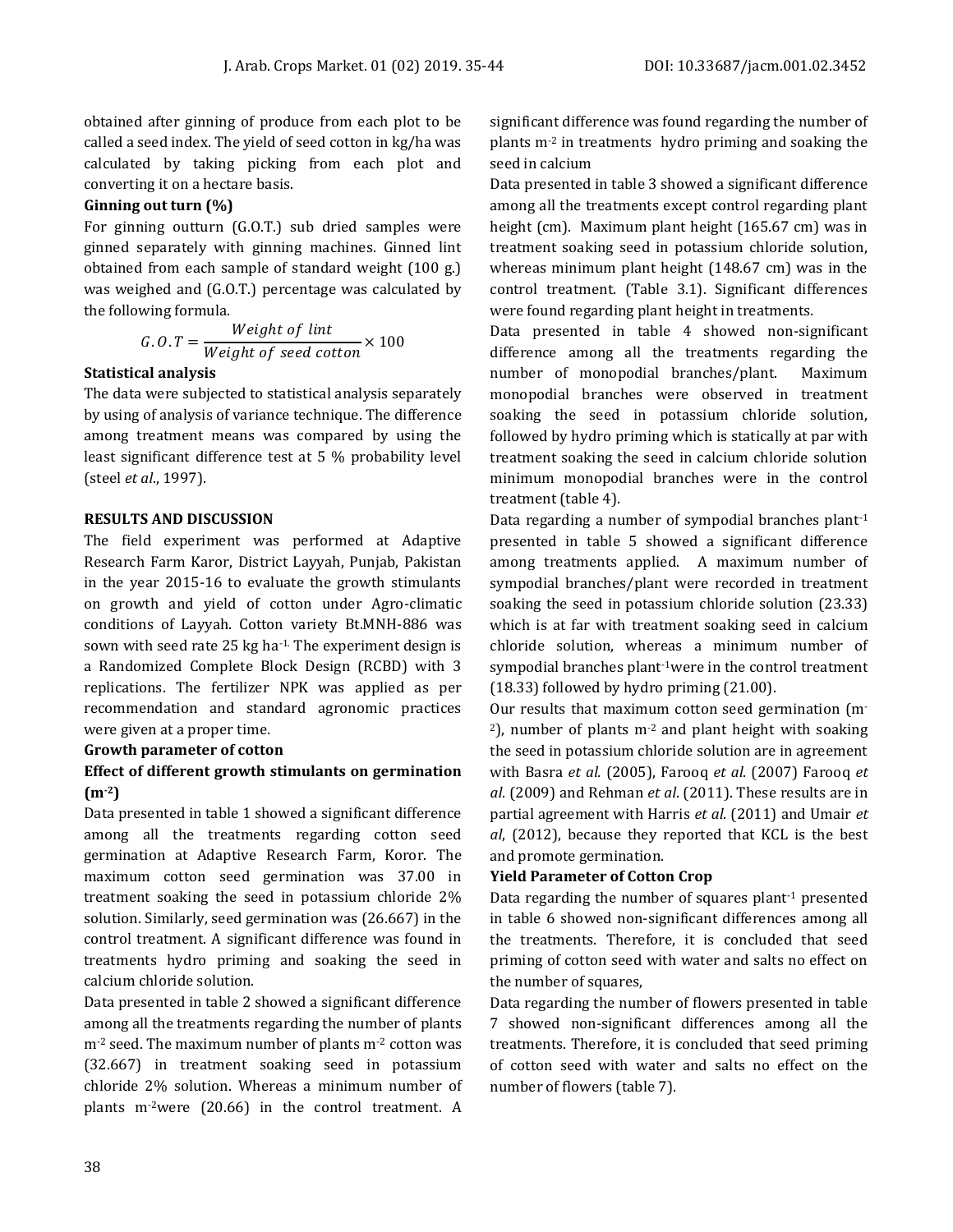obtained after ginning of produce from each plot to be called a seed index. The yield of seed cotton in kg/ha was calculated by taking picking from each plot and converting it on a hectare basis.

**Ginning out turn (%)**

For ginning outturn (G.O.T.) sub dried samples were ginned separately with ginning machines. Ginned lint obtained from each sample of standard weight (100 g.) was weighed and (G.O.T.) percentage was calculated by the following formula.

$$G.O.T = \frac{Weight\ of\ lint}{Weight\ of\ seed\ cotton} \times 100$$

**Statistical analysis**

The data were subjected to statistical analysis separately by using of analysis of variance technique. The difference among treatment means was compared by using the least significant difference test at 5 % probability level (steel *et al*., 1997).

**RESULTS AND DISCUSSION**

The field experiment was performed at Adaptive Research Farm Karor, District Layyah, Punjab, Pakistan in the year 2015-16 to evaluate the growth stimulants on growth and yield of cotton under Agro-climatic conditions of Layyah. Cotton variety Bt.MNH-886 was sown with seed rate 25 kg ha$^{-1}$. The experiment design is a Randomized Complete Block Design (RCBD) with 3 replications. The fertilizer NPK was applied as per recommendation and standard agronomic practices were given at a proper time.

**Growth parameter of cotton**

**Effect of different growth stimulants on germination (m$^{-2}$)**

Data presented in table 1 showed a significant difference among all the treatments regarding cotton seed germination at Adaptive Research Farm, Koror. The maximum cotton seed germination was 37.00 in treatment soaking the seed in potassium chloride 2% solution. Similarly, seed germination was (26.667) in the control treatment. A significant difference was found in treatments hydro priming and soaking the seed in calcium chloride solution.

Data presented in table 2 showed a significant difference among all the treatments regarding the number of plants m$^{-2}$ seed. The maximum number of plants m$^{-2}$ cotton was (32.667) in treatment soaking seed in potassium chloride 2% solution. Whereas a minimum number of plants m$^{-2}$were (20.66) in the control treatment. A significant difference was found regarding the number of plants m$^{-2}$ in treatments hydro priming and soaking the seed in calcium

Data presented in table 3 showed a significant difference among all the treatments except control regarding plant height (cm). Maximum plant height (165.67 cm) was in treatment soaking seed in potassium chloride solution, whereas minimum plant height (148.67 cm) was in the control treatment. (Table 3.1). Significant differences were found regarding plant height in treatments.

Data presented in table 4 showed non-significant difference among all the treatments regarding the number of monopodial branches/plant. Maximum monopodial branches were observed in treatment soaking the seed in potassium chloride solution, followed by hydro priming which is statically at par with treatment soaking the seed in calcium chloride solution minimum monopodial branches were in the control treatment (table 4).

Data regarding a number of sympodial branches plant$^{-1}$ presented in table 5 showed a significant difference among treatments applied. A maximum number of sympodial branches/plant were recorded in treatment soaking the seed in potassium chloride solution (23.33) which is at far with treatment soaking seed in calcium chloride solution, whereas a minimum number of sympodial branches plant$^{-1}$were in the control treatment (18.33) followed by hydro priming (21.00).

Our results that maximum cotton seed germination (m$^{-2}$), number of plants m$^{-2}$ and plant height with soaking the seed in potassium chloride solution are in agreement with Basra *et al.* (2005), Farooq *et al*. (2007) Farooq *et al*. (2009) and Rehman *et al*. (2011). These results are in partial agreement with Harris *et al*. (2011) and Umair *et al*, (2012), because they reported that KCL is the best and promote germination.

**Yield Parameter of Cotton Crop**

Data regarding the number of squares plant$^{-1}$ presented in table 6 showed non-significant differences among all the treatments. Therefore, it is concluded that seed priming of cotton seed with water and salts no effect on the number of squares,

Data regarding the number of flowers presented in table 7 showed non-significant differences among all the treatments. Therefore, it is concluded that seed priming of cotton seed with water and salts no effect on the number of flowers (table 7).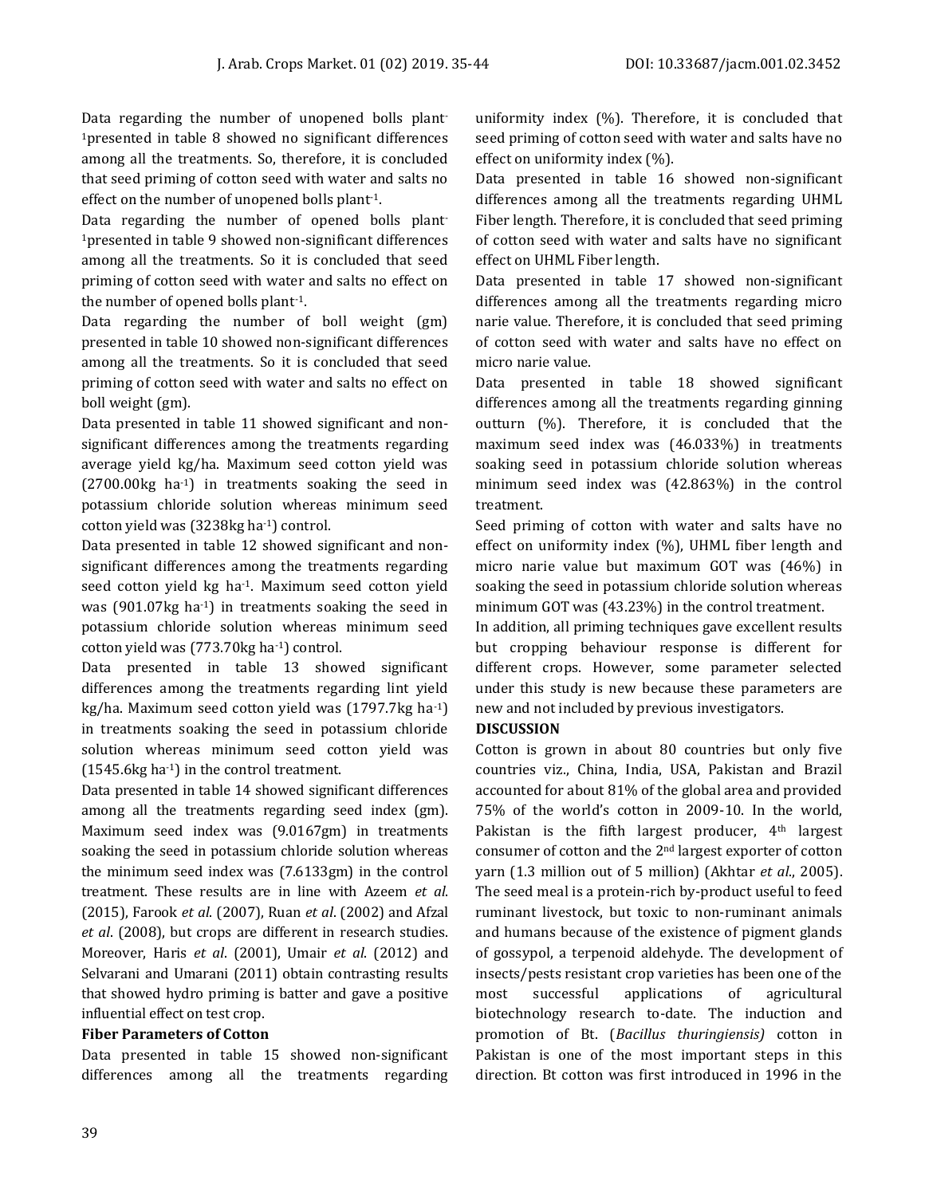Data regarding the number of unopened bolls plant$^{-1}$ presented in table 8 showed no significant differences among all the treatments. So, therefore, it is concluded that seed priming of cotton seed with water and salts no effect on the number of unopened bolls plant$^{-1}$.

Data regarding the number of opened bolls plant$^{-1}$ presented in table 9 showed non-significant differences among all the treatments. So it is concluded that seed priming of cotton seed with water and salts no effect on the number of opened bolls plant$^{-1}$.

Data regarding the number of boll weight (gm) presented in table 10 showed non-significant differences among all the treatments. So it is concluded that seed priming of cotton seed with water and salts no effect on boll weight (gm).

Data presented in table 11 showed significant and non-significant differences among the treatments regarding average yield kg/ha. Maximum seed cotton yield was (2700.00kg ha$^{-1}$) in treatments soaking the seed in potassium chloride solution whereas minimum seed cotton yield was (3238kg ha$^{-1}$) control.

Data presented in table 12 showed significant and non-significant differences among the treatments regarding seed cotton yield kg ha$^{-1}$. Maximum seed cotton yield was (901.07kg ha$^{-1}$) in treatments soaking the seed in potassium chloride solution whereas minimum seed cotton yield was (773.70kg ha$^{-1}$) control.

Data presented in table 13 showed significant differences among the treatments regarding lint yield kg/ha. Maximum seed cotton yield was (1797.7kg ha$^{-1}$) in treatments soaking the seed in potassium chloride solution whereas minimum seed cotton yield was (1545.6kg ha$^{-1}$) in the control treatment.

Data presented in table 14 showed significant differences among all the treatments regarding seed index (gm). Maximum seed index was (9.0167gm) in treatments soaking the seed in potassium chloride solution whereas the minimum seed index was (7.6133gm) in the control treatment. These results are in line with Azeem *et al*. (2015), Farook *et al*. (2007), Ruan *et al*. (2002) and Afzal *et al*. (2008), but crops are different in research studies. Moreover, Haris *et al*. (2001), Umair *et al*. (2012) and Selvarani and Umarani (2011) obtain contrasting results that showed hydro priming is batter and gave a positive influential effect on test crop.

**Fiber Parameters of Cotton**

Data presented in table 15 showed non-significant differences among all the treatments regarding uniformity index (%). Therefore, it is concluded that seed priming of cotton seed with water and salts have no effect on uniformity index (%).

Data presented in table 16 showed non-significant differences among all the treatments regarding UHML Fiber length. Therefore, it is concluded that seed priming of cotton seed with water and salts have no significant effect on UHML Fiber length.

Data presented in table 17 showed non-significant differences among all the treatments regarding micro narie value. Therefore, it is concluded that seed priming of cotton seed with water and salts have no effect on micro narie value.

Data presented in table 18 showed significant differences among all the treatments regarding ginning outturn (%). Therefore, it is concluded that the maximum seed index was (46.033%) in treatments soaking seed in potassium chloride solution whereas minimum seed index was (42.863%) in the control treatment.

Seed priming of cotton with water and salts have no effect on uniformity index (%), UHML fiber length and micro narie value but maximum GOT was (46%) in soaking the seed in potassium chloride solution whereas minimum GOT was (43.23%) in the control treatment.

In addition, all priming techniques gave excellent results but cropping behaviour response is different for different crops. However, some parameter selected under this study is new because these parameters are new and not included by previous investigators.

**DISCUSSION**

Cotton is grown in about 80 countries but only five countries viz., China, India, USA, Pakistan and Brazil accounted for about 81% of the global area and provided 75% of the world's cotton in 2009-10. In the world, Pakistan is the fifth largest producer, 4th largest consumer of cotton and the 2nd largest exporter of cotton yarn (1.3 million out of 5 million) (Akhtar *et al*., 2005). The seed meal is a protein-rich by-product useful to feed ruminant livestock, but toxic to non-ruminant animals and humans because of the existence of pigment glands of gossypol, a terpenoid aldehyde. The development of insects/pests resistant crop varieties has been one of the most successful applications of agricultural biotechnology research to-date. The induction and promotion of Bt. (*Bacillus thuringiensis)* cotton in Pakistan is one of the most important steps in this direction. Bt cotton was first introduced in 1996 in the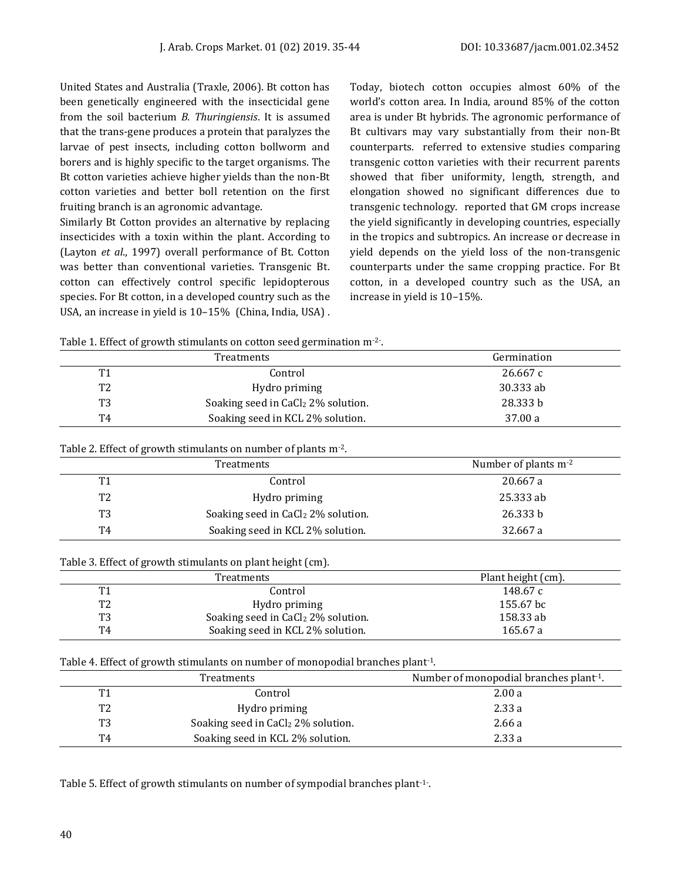United States and Australia (Traxle, 2006). Bt cotton has been genetically engineered with the insecticidal gene from the soil bacterium *B. Thuringiensis*. It is assumed that the trans-gene produces a protein that paralyzes the larvae of pest insects, including cotton bollworm and borers and is highly specific to the target organisms. The Bt cotton varieties achieve higher yields than the non-Bt cotton varieties and better boll retention on the first fruiting branch is an agronomic advantage.

Similarly Bt Cotton provides an alternative by replacing insecticides with a toxin within the plant. According to (Layton *et al*., 1997) overall performance of Bt. Cotton was better than conventional varieties. Transgenic Bt. cotton can effectively control specific lepidopterous species. For Bt cotton, in a developed country such as the USA, an increase in yield is 10–15% (China, India, USA) .

Today, biotech cotton occupies almost 60% of the world's cotton area. In India, around 85% of the cotton area is under Bt hybrids. The agronomic performance of Bt cultivars may vary substantially from their non-Bt counterparts. referred to extensive studies comparing transgenic cotton varieties with their recurrent parents showed that fiber uniformity, length, strength, and elongation showed no significant differences due to transgenic technology. reported that GM crops increase the yield significantly in developing countries, especially in the tropics and subtropics. An increase or decrease in yield depends on the yield loss of the non-transgenic counterparts under the same cropping practice. For Bt cotton, in a developed country such as the USA, an increase in yield is 10–15%.

Table 1. Effect of growth stimulants on cotton seed germination $m^{-2}$.

| | Treatments | Germination |
|---|---|---|
| T1 | Control | 26.667 c |
| T2 | Hydro priming | 30.333 ab |
| T3 | Soaking seed in $CaCl_2$ 2% solution. | 28.333 b |
| T4 | Soaking seed in KCL 2% solution. | 37.00 a |

Table 2. Effect of growth stimulants on number of plants $m^{-2}$.

| | Treatments | Number of plants $m^{-2}$ |
|---|---|---|
| T1 | Control | 20.667 a |
| T2 | Hydro priming | 25.333 ab |
| T3 | Soaking seed in $CaCl_2$ 2% solution. | 26.333 b |
| T4 | Soaking seed in KCL 2% solution. | 32.667 a |

Table 3. Effect of growth stimulants on plant height (cm).

| | Treatments | Plant height (cm). |
|---|---|---|
| T1 | Control | 148.67 c |
| T2 | Hydro priming | 155.67 bc |
| T3 | Soaking seed in $CaCl_2$ 2% solution. | 158.33 ab |
| T4 | Soaking seed in KCL 2% solution. | 165.67 a |

Table 4. Effect of growth stimulants on number of monopodial branches $plant^{-1}$.

| | Treatments | Number of monopodial branches $plant^{-1}$. |
|---|---|---|
| T1 | Control | 2.00 a |
| T2 | Hydro priming | 2.33 a |
| T3 | Soaking seed in $CaCl_2$ 2% solution. | 2.66 a |
| T4 | Soaking seed in KCL 2% solution. | 2.33 a |

Table 5. Effect of growth stimulants on number of sympodial branches $plant^{-1}$.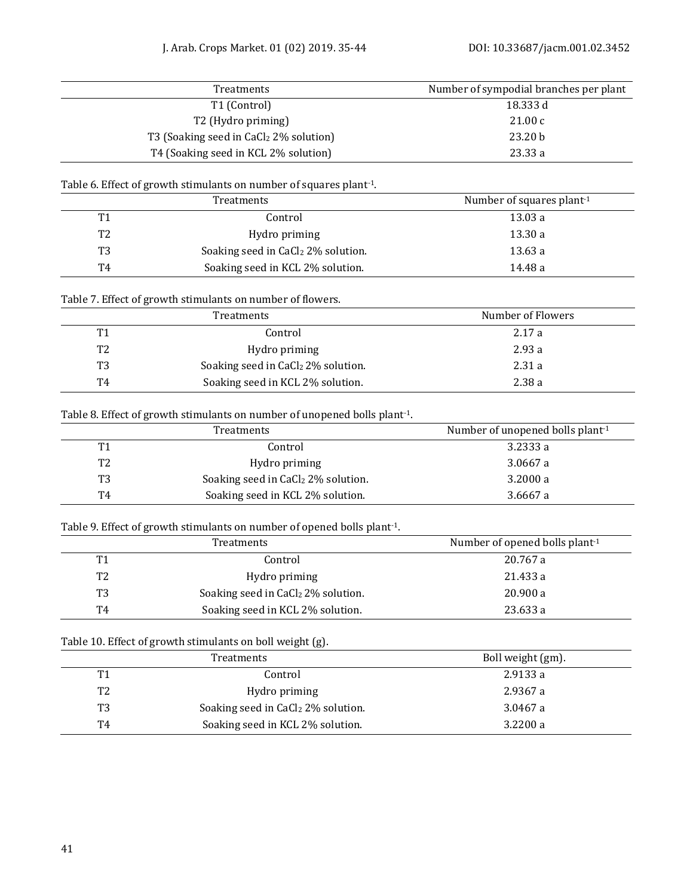| Treatments | Number of sympodial branches per plant |
|---|---|
| T1 (Control) | 18.333 d |
| T2 (Hydro priming) | 21.00 c |
| T3 (Soaking seed in $CaCl_2$ 2% solution) | 23.20 b |
| T4 (Soaking seed in KCL 2% solution) | 23.33 a |

Table 6. Effect of growth stimulants on number of squares plant$^{-1}$.

| Treatments | | Number of squares plant$^{-1}$ |
|---|---|---|
| T1 | Control | 13.03 a |
| T2 | Hydro priming | 13.30 a |
| T3 | Soaking seed in $CaCl_2$ 2% solution. | 13.63 a |
| T4 | Soaking seed in KCL 2% solution. | 14.48 a |

Table 7. Effect of growth stimulants on number of flowers.

| Treatments | | Number of Flowers |
|---|---|---|
| T1 | Control | 2.17 a |
| T2 | Hydro priming | 2.93 a |
| T3 | Soaking seed in $CaCl_2$ 2% solution. | 2.31 a |
| T4 | Soaking seed in KCL 2% solution. | 2.38 a |

Table 8. Effect of growth stimulants on number of unopened bolls plant$^{-1}$.

| Treatments | | Number of unopened bolls plant$^{-1}$ |
|---|---|---|
| T1 | Control | 3.2333 a |
| T2 | Hydro priming | 3.0667 a |
| T3 | Soaking seed in $CaCl_2$ 2% solution. | 3.2000 a |
| T4 | Soaking seed in KCL 2% solution. | 3.6667 a |

Table 9. Effect of growth stimulants on number of opened bolls plant$^{-1}$.

| Treatments | | Number of opened bolls plant$^{-1}$ |
|---|---|---|
| T1 | Control | 20.767 a |
| T2 | Hydro priming | 21.433 a |
| T3 | Soaking seed in $CaCl_2$ 2% solution. | 20.900 a |
| T4 | Soaking seed in KCL 2% solution. | 23.633 a |

Table 10. Effect of growth stimulants on boll weight (g).

| Treatments | | Boll weight (gm). |
|---|---|---|
| T1 | Control | 2.9133 a |
| T2 | Hydro priming | 2.9367 a |
| T3 | Soaking seed in $CaCl_2$ 2% solution. | 3.0467 a |
| T4 | Soaking seed in KCL 2% solution. | 3.2200 a |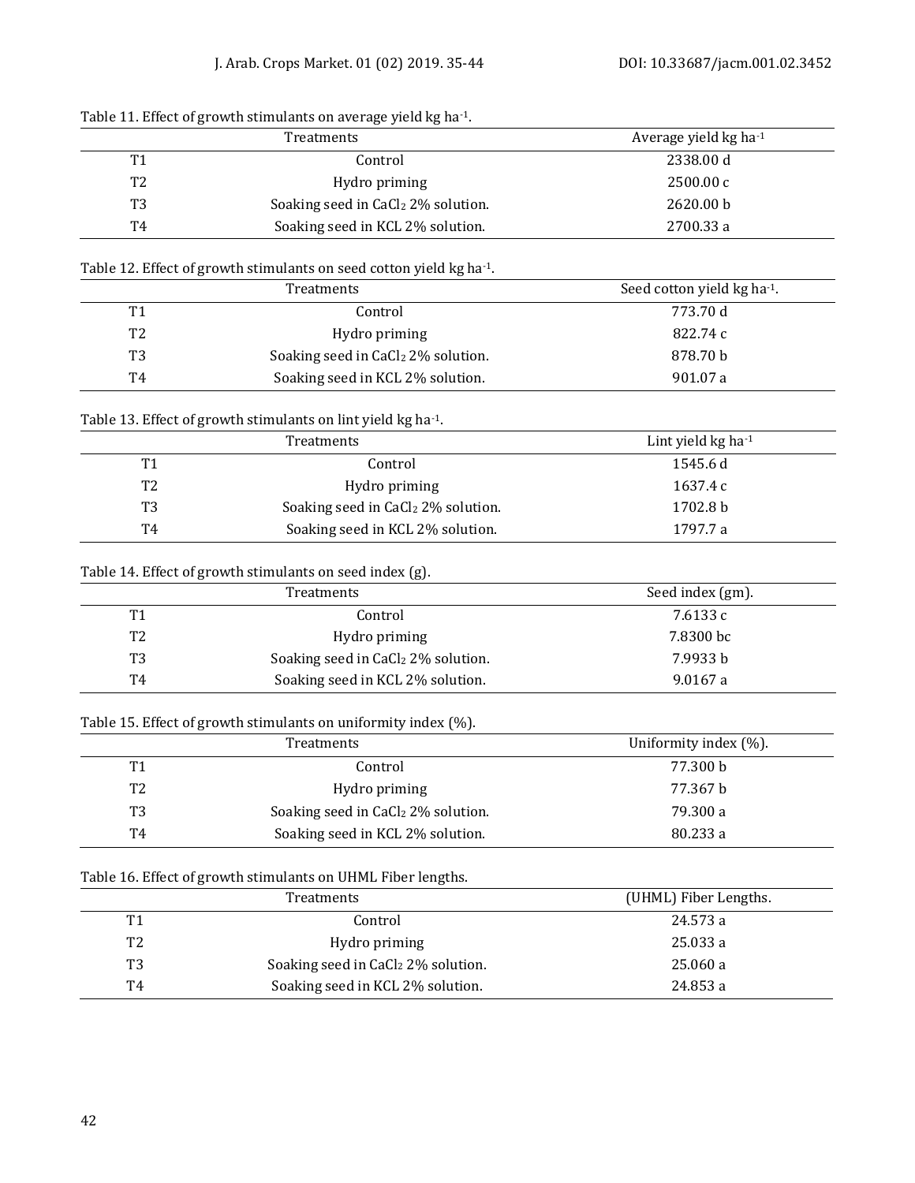Table 11. Effect of growth stimulants on average yield kg $ha^{-1}$.

| Treatments | | Average yield kg $ha^{-1}$ |
|---|---|---|
| T1 | Control | 2338.00 d |
| T2 | Hydro priming | 2500.00 c |
| T3 | Soaking seed in $CaCl_2$ 2% solution. | 2620.00 b |
| T4 | Soaking seed in KCL 2% solution. | 2700.33 a |

Table 12. Effect of growth stimulants on seed cotton yield kg $ha^{-1}$.

| Treatments | | Seed cotton yield kg $ha^{-1}$. |
|---|---|---|
| T1 | Control | 773.70 d |
| T2 | Hydro priming | 822.74 c |
| T3 | Soaking seed in $CaCl_2$ 2% solution. | 878.70 b |
| T4 | Soaking seed in KCL 2% solution. | 901.07 a |

Table 13. Effect of growth stimulants on lint yield kg $ha^{-1}$.

| Treatments | | Lint yield kg $ha^{-1}$ |
|---|---|---|
| T1 | Control | 1545.6 d |
| T2 | Hydro priming | 1637.4 c |
| T3 | Soaking seed in $CaCl_2$ 2% solution. | 1702.8 b |
| T4 | Soaking seed in KCL 2% solution. | 1797.7 a |

Table 14. Effect of growth stimulants on seed index (g).

| Treatments | | Seed index (gm). |
|---|---|---|
| T1 | Control | 7.6133 c |
| T2 | Hydro priming | 7.8300 bc |
| T3 | Soaking seed in $CaCl_2$ 2% solution. | 7.9933 b |
| T4 | Soaking seed in KCL 2% solution. | 9.0167 a |

Table 15. Effect of growth stimulants on uniformity index (%).

| Treatments | | Uniformity index (%). |
|---|---|---|
| T1 | Control | 77.300 b |
| T2 | Hydro priming | 77.367 b |
| T3 | Soaking seed in $CaCl_2$ 2% solution. | 79.300 a |
| T4 | Soaking seed in KCL 2% solution. | 80.233 a |

Table 16. Effect of growth stimulants on UHML Fiber lengths.

| Treatments | | (UHML) Fiber Lengths. |
|---|---|---|
| T1 | Control | 24.573 a |
| T2 | Hydro priming | 25.033 a |
| T3 | Soaking seed in $CaCl_2$ 2% solution. | 25.060 a |
| T4 | Soaking seed in KCL 2% solution. | 24.853 a |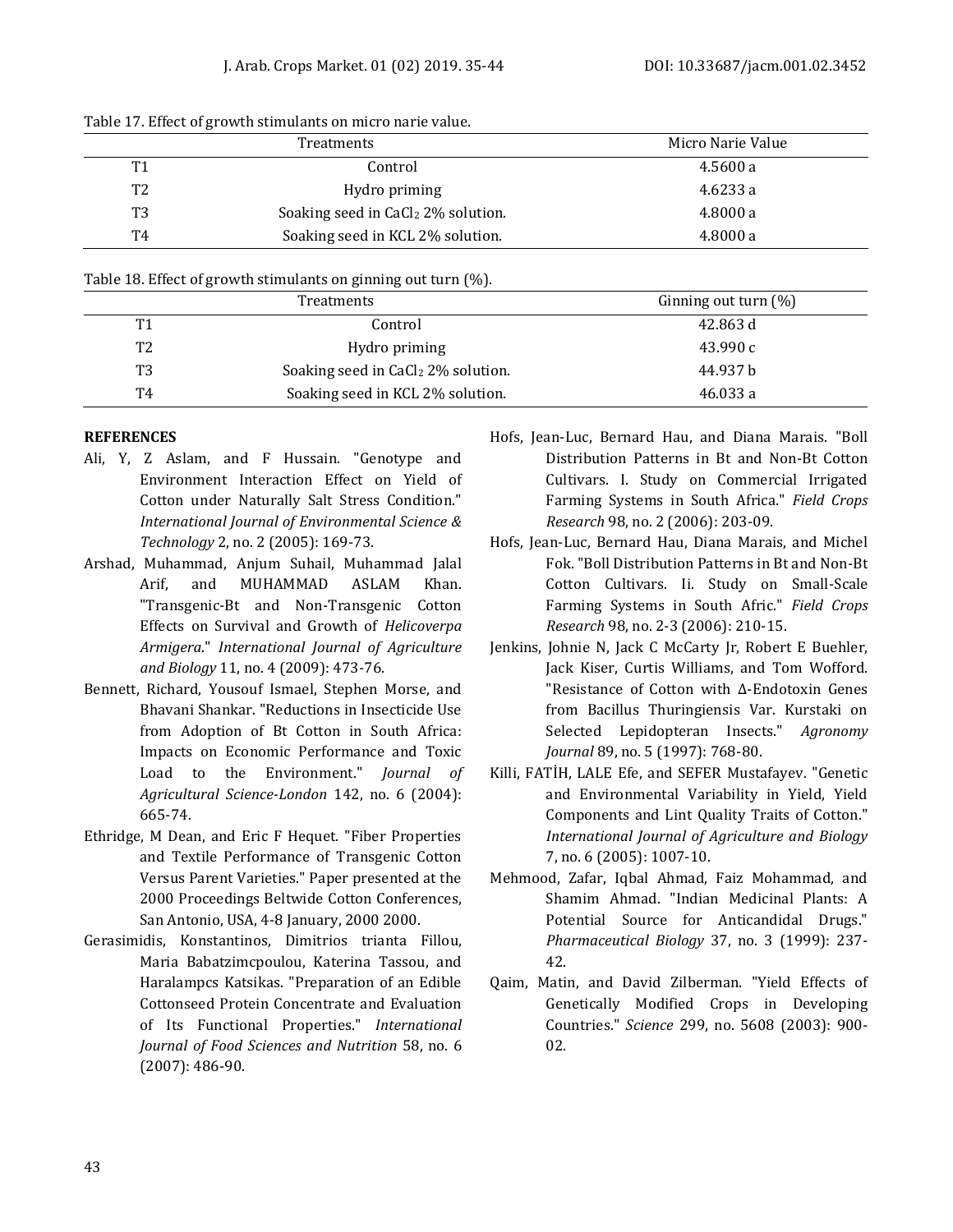Table 17. Effect of growth stimulants on micro narie value.

| Treatments | | Micro Narie Value |
|---|---|---|
| T1 | Control | 4.5600 a |
| T2 | Hydro priming | 4.6233 a |
| T3 | Soaking seed in $CaCl_2$ 2% solution. | 4.8000 a |
| T4 | Soaking seed in KCL 2% solution. | 4.8000 a |

Table 18. Effect of growth stimulants on ginning out turn (%).

| Treatments | | Ginning out turn (%) |
|---|---|---|
| T1 | Control | 42.863 d |
| T2 | Hydro priming | 43.990 c |
| T3 | Soaking seed in $CaCl_2$ 2% solution. | 44.937 b |
| T4 | Soaking seed in KCL 2% solution. | 46.033 a |

**REFERENCES**

Ali, Y, Z Aslam, and F Hussain. "Genotype and Environment Interaction Effect on Yield of Cotton under Naturally Salt Stress Condition." *International Journal of Environmental Science & Technology* 2, no. 2 (2005): 169-73.

Arshad, Muhammad, Anjum Suhail, Muhammad Jalal Arif, and MUHAMMAD ASLAM Khan. "Transgenic-Bt and Non-Transgenic Cotton Effects on Survival and Growth of *Helicoverpa Armigera*." *International Journal of Agriculture and Biology* 11, no. 4 (2009): 473-76.

Bennett, Richard, Yousouf Ismael, Stephen Morse, and Bhavani Shankar. "Reductions in Insecticide Use from Adoption of Bt Cotton in South Africa: Impacts on Economic Performance and Toxic Load to the Environment." *Journal of Agricultural Science-London* 142, no. 6 (2004): 665-74.

Ethridge, M Dean, and Eric F Hequet. "Fiber Properties and Textile Performance of Transgenic Cotton Versus Parent Varieties." Paper presented at the 2000 Proceedings Beltwide Cotton Conferences, San Antonio, USA, 4-8 January, 2000 2000.

Gerasimidis, Konstantinos, Dimitrios trianta Fillou, Maria Babatzimcpoulou, Katerina Tassou, and Haralampcs Katsikas. "Preparation of an Edible Cottonseed Protein Concentrate and Evaluation of Its Functional Properties." *International Journal of Food Sciences and Nutrition* 58, no. 6 (2007): 486-90.

Hofs, Jean-Luc, Bernard Hau, and Diana Marais. "Boll Distribution Patterns in Bt and Non-Bt Cotton Cultivars. I. Study on Commercial Irrigated Farming Systems in South Africa." *Field Crops Research* 98, no. 2 (2006): 203-09.

Hofs, Jean-Luc, Bernard Hau, Diana Marais, and Michel Fok. "Boll Distribution Patterns in Bt and Non-Bt Cotton Cultivars. Ii. Study on Small-Scale Farming Systems in South Afric." *Field Crops Research* 98, no. 2-3 (2006): 210-15.

Jenkins, Johnie N, Jack C McCarty Jr, Robert E Buehler, Jack Kiser, Curtis Williams, and Tom Wofford. "Resistance of Cotton with Δ-Endotoxin Genes from Bacillus Thuringiensis Var. Kurstaki on Selected Lepidopteran Insects." *Agronomy Journal* 89, no. 5 (1997): 768-80.

Killi, FATİH, LALE Efe, and SEFER Mustafayev. "Genetic and Environmental Variability in Yield, Yield Components and Lint Quality Traits of Cotton." *International Journal of Agriculture and Biology* 7, no. 6 (2005): 1007-10.

Mehmood, Zafar, Iqbal Ahmad, Faiz Mohammad, and Shamim Ahmad. "Indian Medicinal Plants: A Potential Source for Anticandidal Drugs." *Pharmaceutical Biology* 37, no. 3 (1999): 237-42.

Qaim, Matin, and David Zilberman. "Yield Effects of Genetically Modified Crops in Developing Countries." *Science* 299, no. 5608 (2003): 900-02.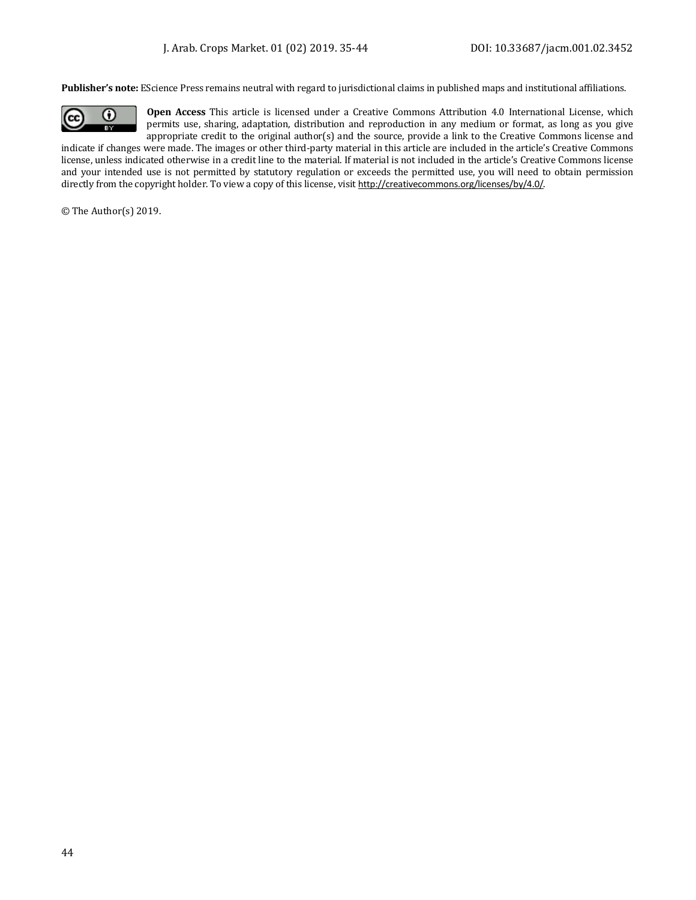**Publisher's note:** EScience Press remains neutral with regard to jurisdictional claims in published maps and institutional affiliations.

**Open Access** This article is licensed under a Creative Commons Attribution 4.0 International License, which permits use, sharing, adaptation, distribution and reproduction in any medium or format, as long as you give appropriate credit to the original author(s) and the source, provide a link to the Creative Commons license and indicate if changes were made. The images or other third-party material in this article are included in the article's Creative Commons license, unless indicated otherwise in a credit line to the material. If material is not included in the article's Creative Commons license and your intended use is not permitted by statutory regulation or exceeds the permitted use, you will need to obtain permission directly from the copyright holder. To view a copy of this license, visit http://creativecommons.org/licenses/by/4.0/.

© The Author(s) 2019.